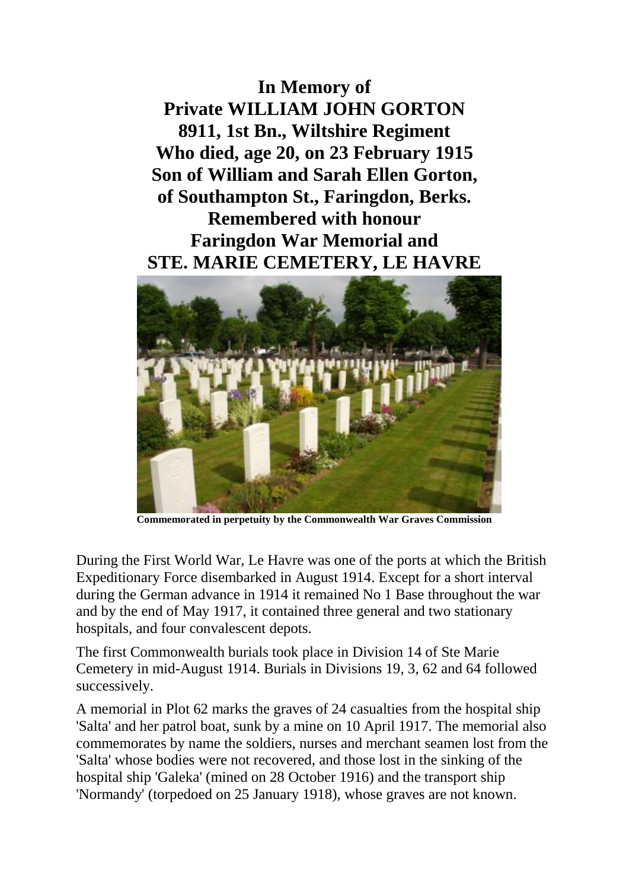**In Memory of**
**Private WILLIAM JOHN GORTON**
**8911, 1st Bn., Wiltshire Regiment**
**Who died, age 20, on 23 February 1915**
**Son of William and Sarah Ellen Gorton,**
**of Southampton St., Faringdon, Berks.**
**Remembered with honour**
**Faringdon War Memorial and**
**STE. MARIE CEMETERY, LE HAVRE**

**Commemorated in perpetuity by the Commonwealth War Graves Commission**

During the First World War, Le Havre was one of the ports at which the British Expeditionary Force disembarked in August 1914. Except for a short interval during the German advance in 1914 it remained No 1 Base throughout the war and by the end of May 1917, it contained three general and two stationary hospitals, and four convalescent depots.

The first Commonwealth burials took place in Division 14 of Ste Marie Cemetery in mid-August 1914. Burials in Divisions 19, 3, 62 and 64 followed successively.

A memorial in Plot 62 marks the graves of 24 casualties from the hospital ship 'Salta' and her patrol boat, sunk by a mine on 10 April 1917. The memorial also commemorates by name the soldiers, nurses and merchant seamen lost from the 'Salta' whose bodies were not recovered, and those lost in the sinking of the hospital ship 'Galeka' (mined on 28 October 1916) and the transport ship 'Normandy' (torpedoed on 25 January 1918), whose graves are not known.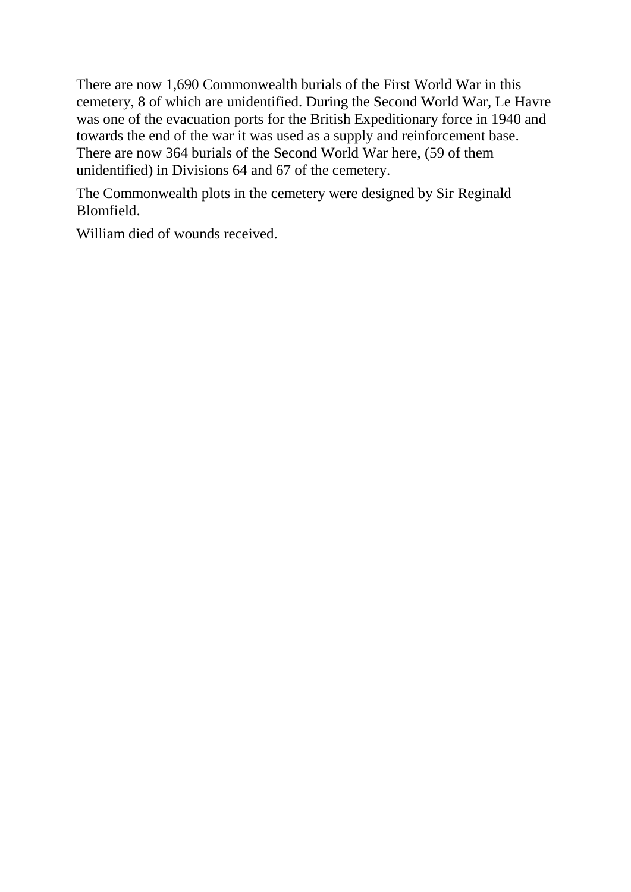There are now 1,690 Commonwealth burials of the First World War in this cemetery, 8 of which are unidentified. During the Second World War, Le Havre was one of the evacuation ports for the British Expeditionary force in 1940 and towards the end of the war it was used as a supply and reinforcement base. There are now 364 burials of the Second World War here, (59 of them unidentified) in Divisions 64 and 67 of the cemetery.

The Commonwealth plots in the cemetery were designed by Sir Reginald Blomfield.

William died of wounds received.